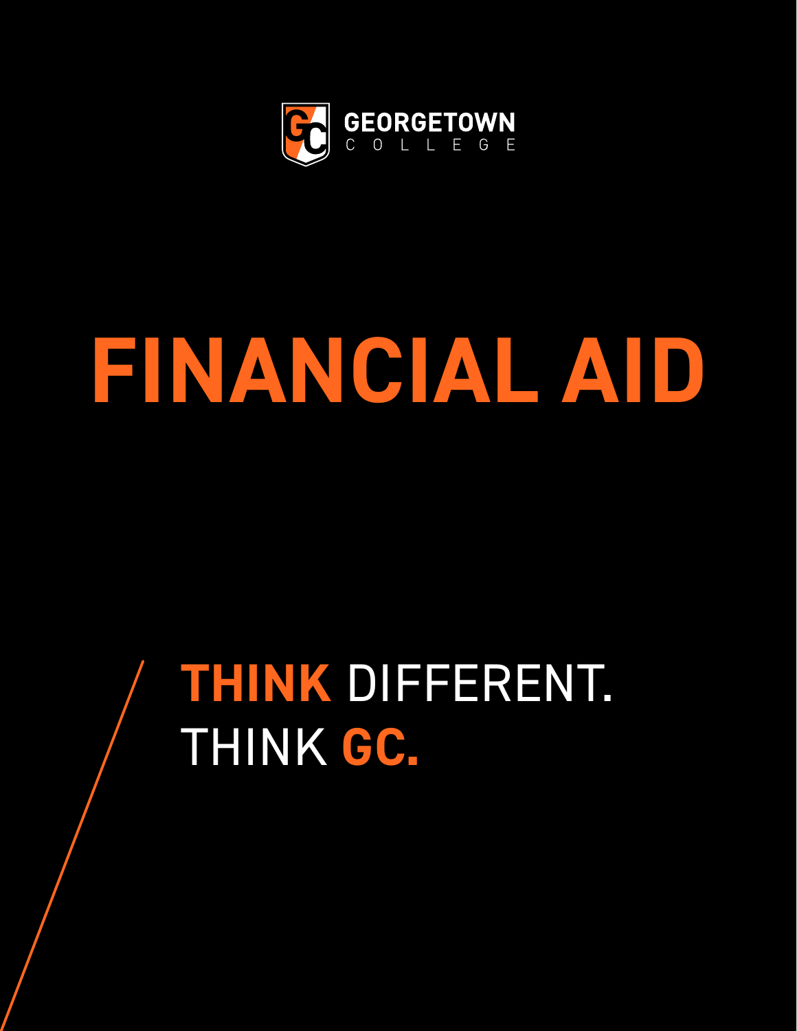GEORGETOWN
COLLEGE

# FINANCIAL AID

**THINK** DIFFERENT.
THINK **GC.**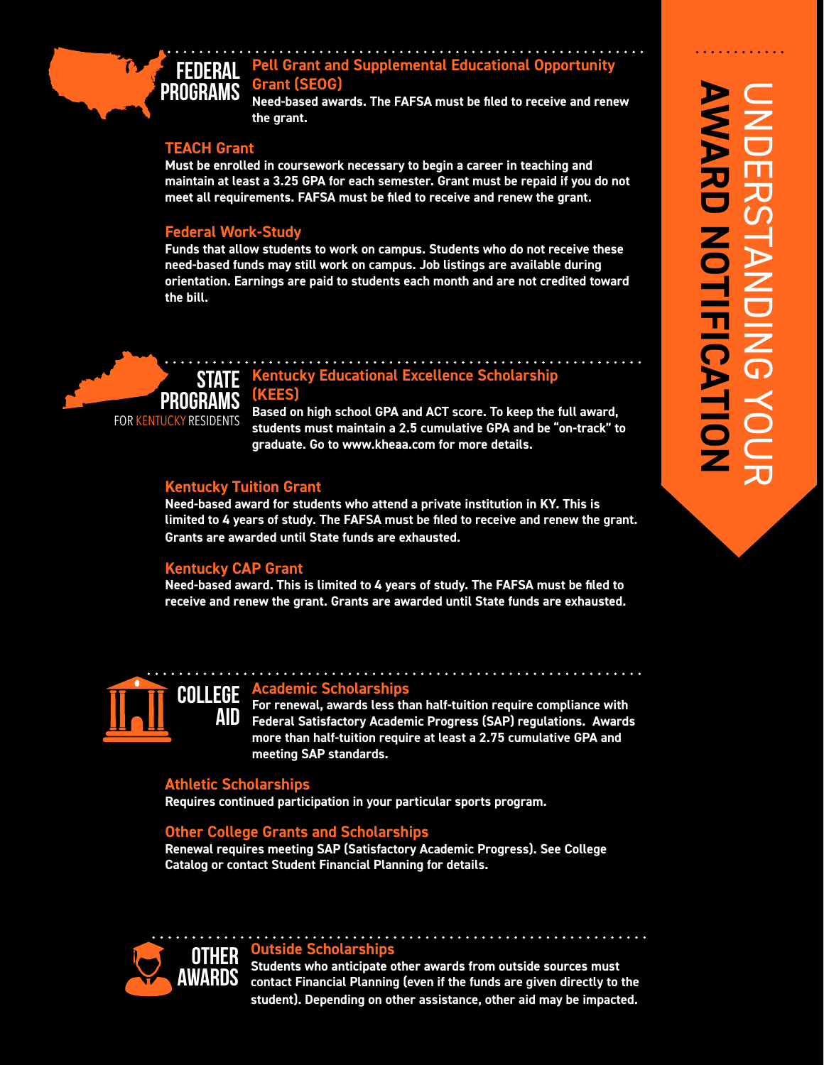# UNDERSTANDING YOUR AWARD NOTIFICATION

## FEDERAL PROGRAMS

### Pell Grant and Supplemental Educational Opportunity Grant (SEOG)

**Need-based awards. The FAFSA must be filed to receive and renew the grant.**

### TEACH Grant

**Must be enrolled in coursework necessary to begin a career in teaching and maintain at least a 3.25 GPA for each semester. Grant must be repaid if you do not meet all requirements. FAFSA must be filed to receive and renew the grant.**

### Federal Work-Study

**Funds that allow students to work on campus. Students who do not receive these need-based funds may still work on campus. Job listings are available during orientation. Earnings are paid to students each month and are not credited toward the bill.**

## STATE PROGRAMS FOR KENTUCKY RESIDENTS

### Kentucky Educational Excellence Scholarship (KEES)

**Based on high school GPA and ACT score. To keep the full award, students must maintain a 2.5 cumulative GPA and be "on-track" to graduate. Go to www.kheaa.com for more details.**

### Kentucky Tuition Grant

**Need-based award for students who attend a private institution in KY. This is limited to 4 years of study. The FAFSA must be filed to receive and renew the grant. Grants are awarded until State funds are exhausted.**

### Kentucky CAP Grant

**Need-based award. This is limited to 4 years of study. The FAFSA must be filed to receive and renew the grant. Grants are awarded until State funds are exhausted.**

## COLLEGE AID

### Academic Scholarships

**For renewal, awards less than half-tuition require compliance with Federal Satisfactory Academic Progress (SAP) regulations. Awards more than half-tuition require at least a 2.75 cumulative GPA and meeting SAP standards.**

### Athletic Scholarships

**Requires continued participation in your particular sports program.**

### Other College Grants and Scholarships

**Renewal requires meeting SAP (Satisfactory Academic Progress). See College Catalog or contact Student Financial Planning for details.**

## OTHER AWARDS

### Outside Scholarships

**Students who anticipate other awards from outside sources must contact Financial Planning (even if the funds are given directly to the student). Depending on other assistance, other aid may be impacted.**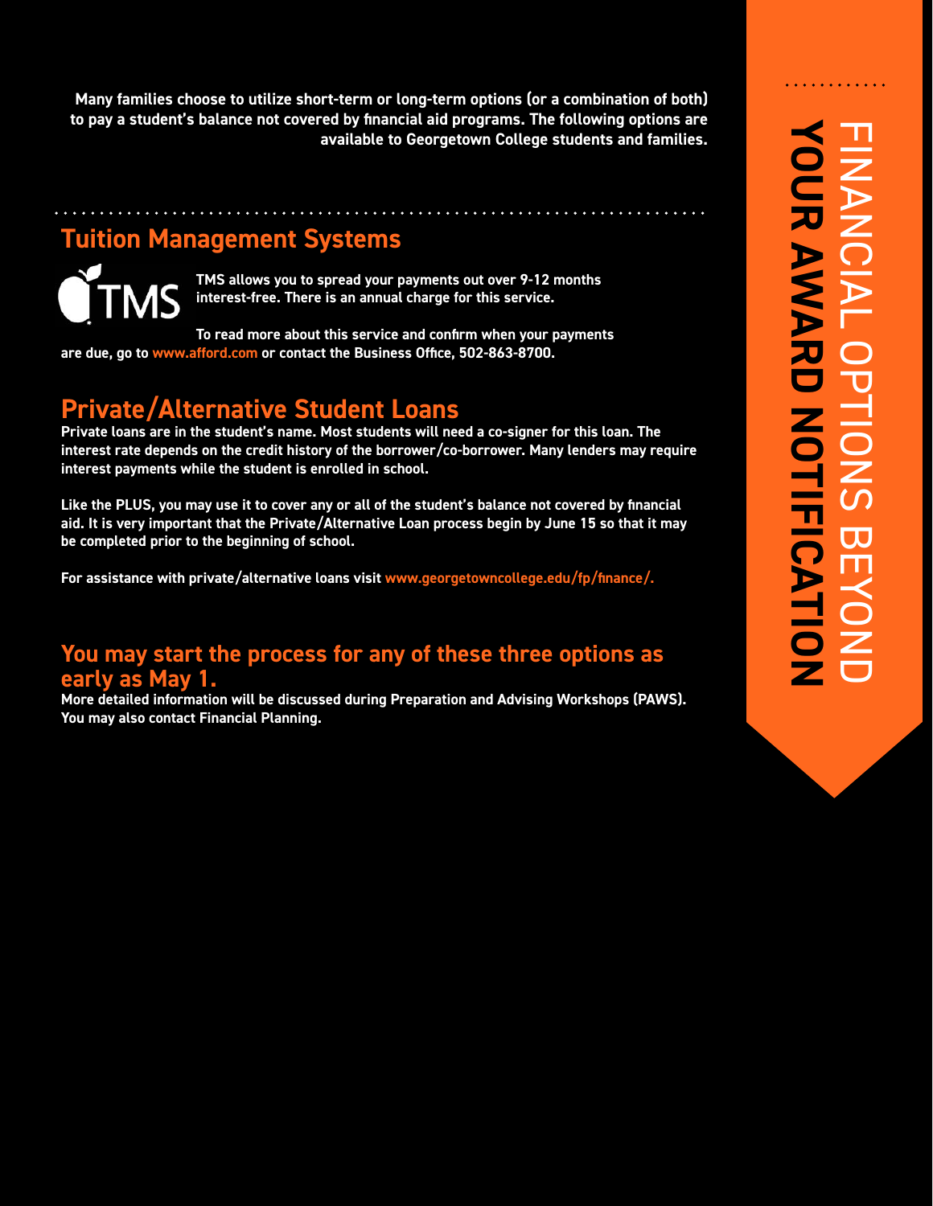# FINANCIAL OPTIONS BEYOND YOUR AWARD NOTIFICATION

**Many families choose to utilize short-term or long-term options (or a combination of both) to pay a student's balance not covered by financial aid programs. The following options are available to Georgetown College students and families.**

## Tuition Management Systems

TMS

**TMS allows you to spread your payments out over 9-12 months interest-free. There is an annual charge for this service.**

**To read more about this service and confirm when your payments are due, go to www.afford.com or contact the Business Office, 502-863-8700.**

## Private/Alternative Student Loans

**Private loans are in the student's name. Most students will need a co-signer for this loan. The interest rate depends on the credit history of the borrower/co-borrower. Many lenders may require interest payments while the student is enrolled in school.**

**Like the PLUS, you may use it to cover any or all of the student's balance not covered by financial aid. It is very important that the Private/Alternative Loan process begin by June 15 so that it may be completed prior to the beginning of school.**

**For assistance with private/alternative loans visit www.georgetowncollege.edu/fp/finance/.**

## You may start the process for any of these three options as early as May 1.

**More detailed information will be discussed during Preparation and Advising Workshops (PAWS). You may also contact Financial Planning.**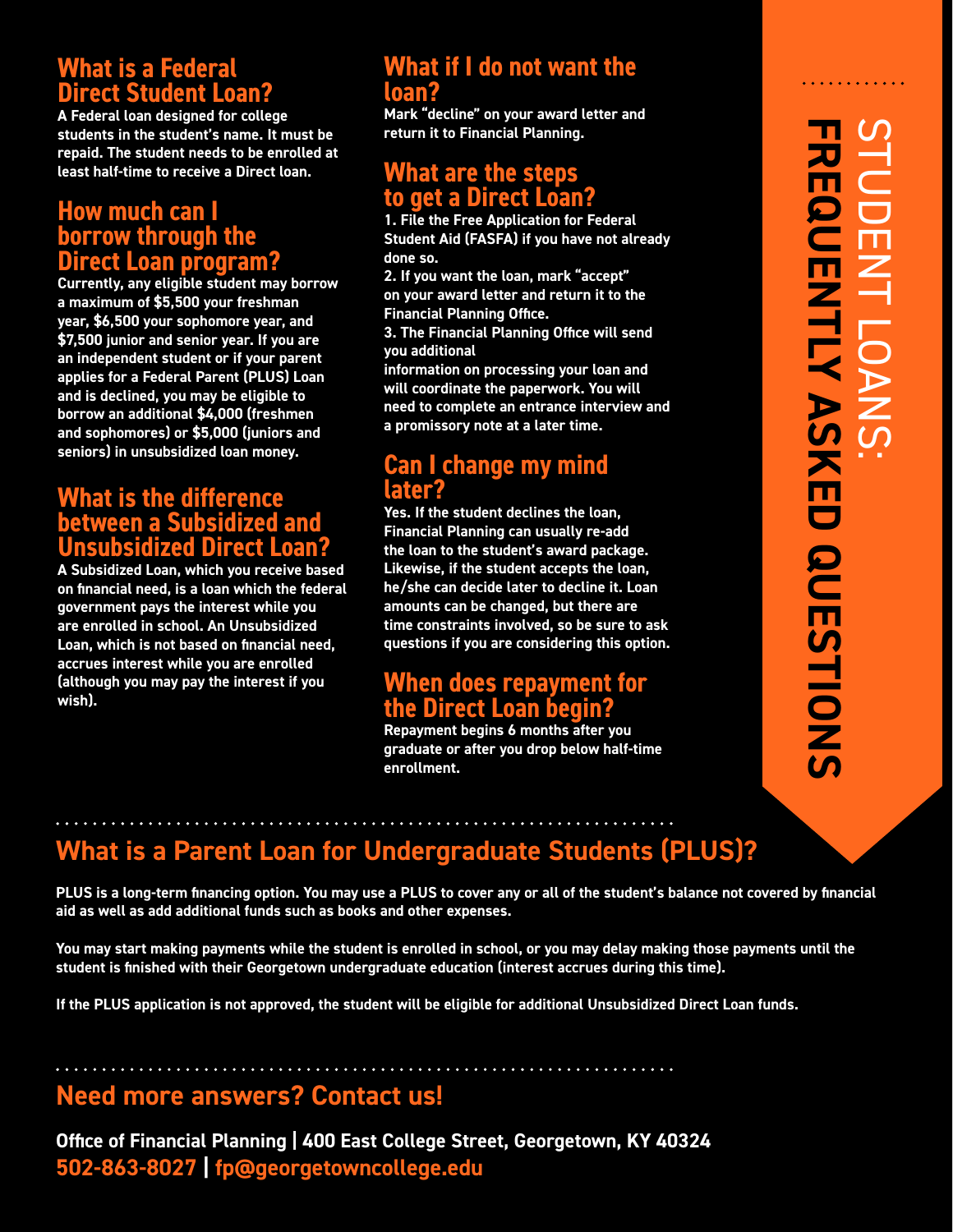# STUDENT LOANS: FREQUENTLY ASKED QUESTIONS

## What is a Federal Direct Student Loan?

A Federal loan designed for college students in the student's name. It must be repaid. The student needs to be enrolled at least half-time to receive a Direct loan.

## How much can I borrow through the Direct Loan program?

Currently, any eligible student may borrow a maximum of $5,500 your freshman year, $6,500 your sophomore year, and $7,500 junior and senior year. If you are an independent student or if your parent applies for a Federal Parent (PLUS) Loan and is declined, you may be eligible to borrow an additional $4,000 (freshmen and sophomores) or $5,000 (juniors and seniors) in unsubsidized loan money.

## What is the difference between a Subsidized and Unsubsidized Direct Loan?

A Subsidized Loan, which you receive based on financial need, is a loan which the federal government pays the interest while you are enrolled in school. An Unsubsidized Loan, which is not based on financial need, accrues interest while you are enrolled (although you may pay the interest if you wish).

## What if I do not want the loan?

Mark "decline" on your award letter and return it to Financial Planning.

## What are the steps to get a Direct Loan?

1. File the Free Application for Federal Student Aid (FASFA) if you have not already done so.
2. If you want the loan, mark "accept" on your award letter and return it to the Financial Planning Office.
3. The Financial Planning Office will send you additional information on processing your loan and will coordinate the paperwork. You will need to complete an entrance interview and a promissory note at a later time.

## Can I change my mind later?

Yes. If the student declines the loan, Financial Planning can usually re-add the loan to the student's award package. Likewise, if the student accepts the loan, he/she can decide later to decline it. Loan amounts can be changed, but there are time constraints involved, so be sure to ask questions if you are considering this option.

## When does repayment for the Direct Loan begin?

Repayment begins 6 months after you graduate or after you drop below half-time enrollment.

## What is a Parent Loan for Undergraduate Students (PLUS)?

PLUS is a long-term financing option. You may use a PLUS to cover any or all of the student's balance not covered by financial aid as well as add additional funds such as books and other expenses.

You may start making payments while the student is enrolled in school, or you may delay making those payments until the student is finished with their Georgetown undergraduate education (interest accrues during this time).

If the PLUS application is not approved, the student will be eligible for additional Unsubsidized Direct Loan funds.

## Need more answers? Contact us!

**Office of Financial Planning | 400 East College Street, Georgetown, KY 40324**

**502-863-8027 | fp@georgetowncollege.edu**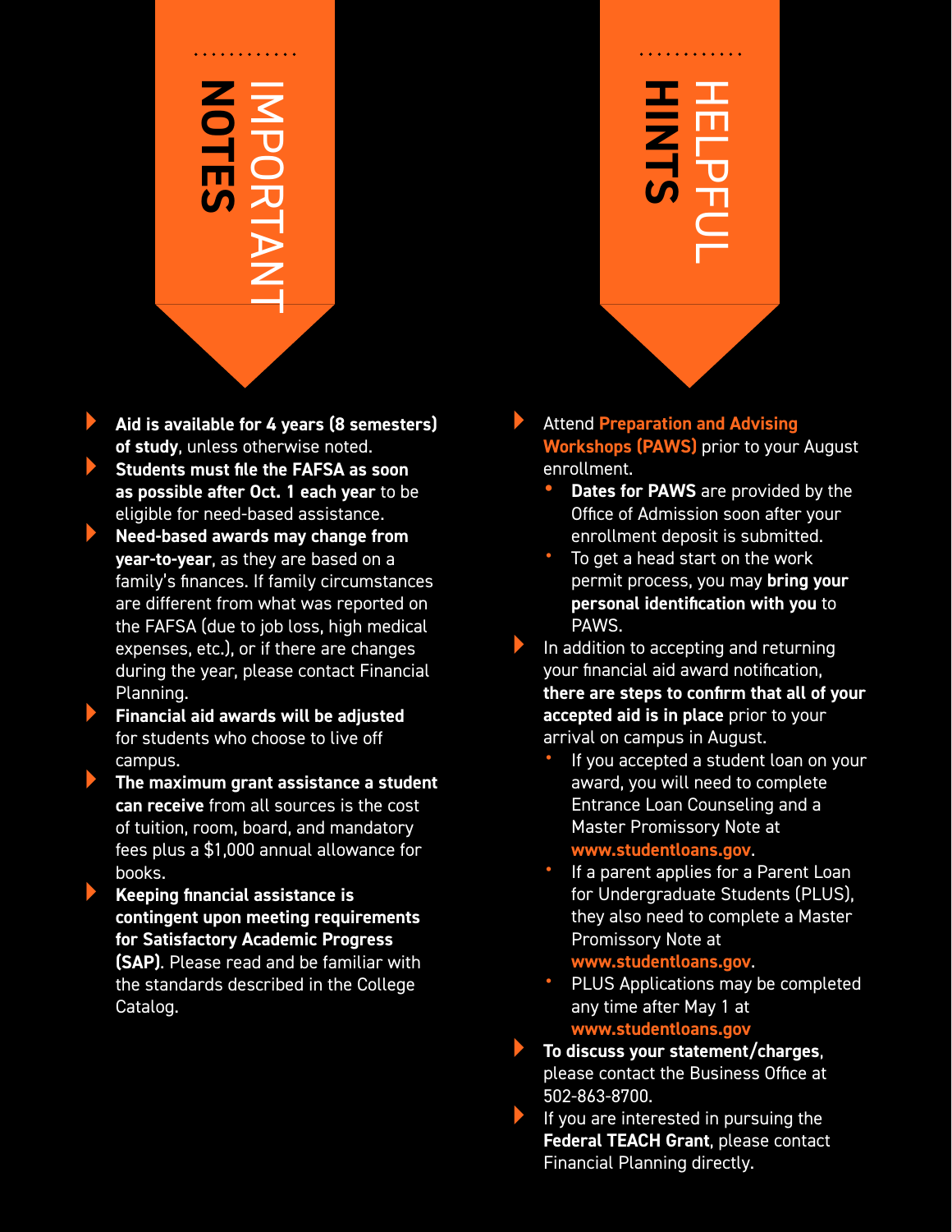## IMPORTANT NOTES

- **Aid is available for 4 years (8 semesters) of study**, unless otherwise noted.
- **Students must file the FAFSA as soon as possible after Oct. 1 each year** to be eligible for need-based assistance.
- **Need-based awards may change from year-to-year**, as they are based on a family's finances. If family circumstances are different from what was reported on the FAFSA (due to job loss, high medical expenses, etc.), or if there are changes during the year, please contact Financial Planning.
- **Financial aid awards will be adjusted** for students who choose to live off campus.
- **The maximum grant assistance a student can receive** from all sources is the cost of tuition, room, board, and mandatory fees plus a $1,000 annual allowance for books.
- **Keeping financial assistance is contingent upon meeting requirements for Satisfactory Academic Progress (SAP).** Please read and be familiar with the standards described in the College Catalog.

## HELPFUL HINTS

- Attend **Preparation and Advising Workshops (PAWS)** prior to your August enrollment.
  - **Dates for PAWS** are provided by the Office of Admission soon after your enrollment deposit is submitted.
  - To get a head start on the work permit process, you may **bring your personal identification with you** to PAWS.
- In addition to accepting and returning your financial aid award notification, **there are steps to confirm that all of your accepted aid is in place** prior to your arrival on campus in August.
  - If you accepted a student loan on your award, you will need to complete Entrance Loan Counseling and a Master Promissory Note at **www.studentloans.gov**.
  - If a parent applies for a Parent Loan for Undergraduate Students (PLUS), they also need to complete a Master Promissory Note at **www.studentloans.gov**.
  - PLUS Applications may be completed any time after May 1 at **www.studentloans.gov**
- **To discuss your statement/charges**, please contact the Business Office at 502-863-8700.
- If you are interested in pursuing the **Federal TEACH Grant**, please contact Financial Planning directly.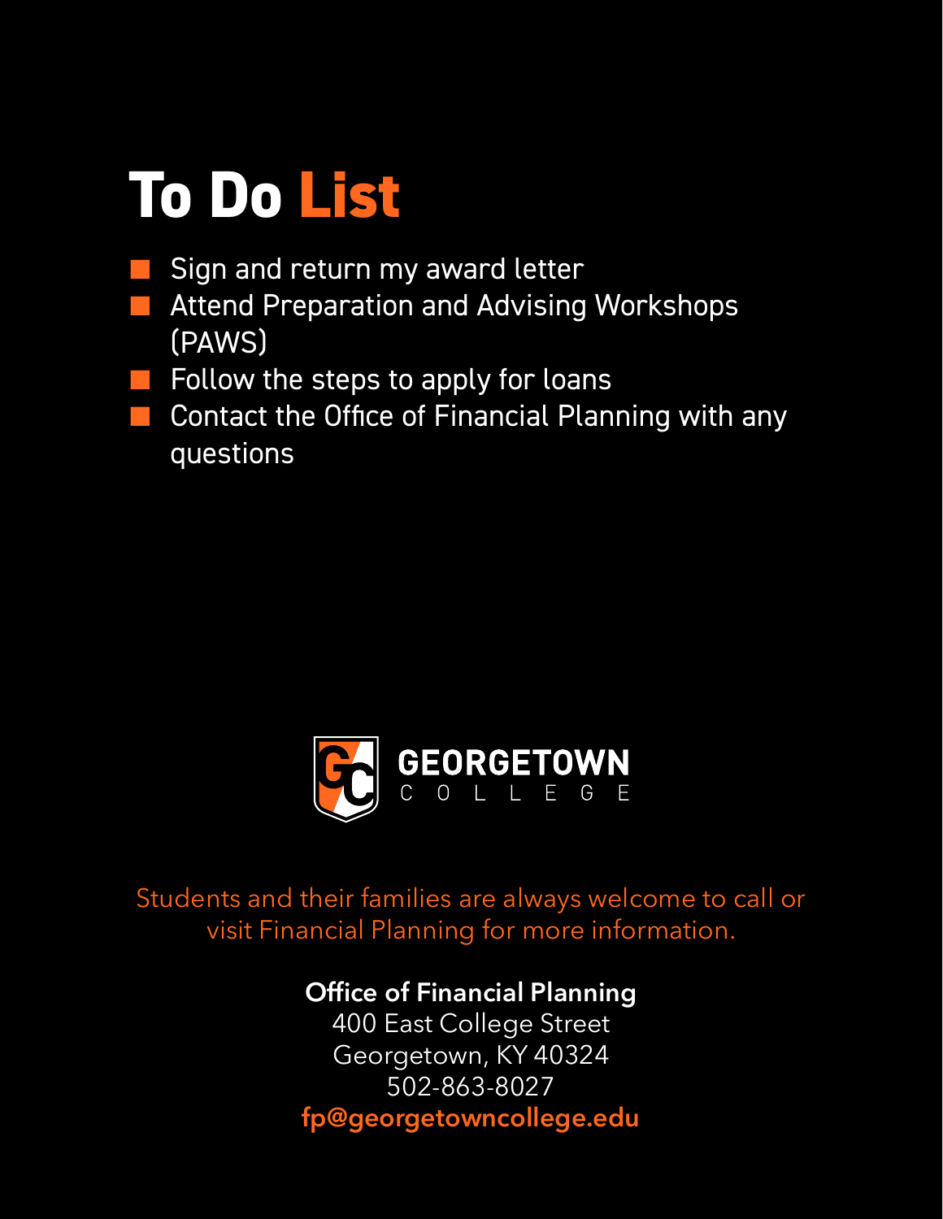# To Do List

- Sign and return my award letter
- Attend Preparation and Advising Workshops (PAWS)
- Follow the steps to apply for loans
- Contact the Office of Financial Planning with any questions

GEORGETOWN COLLEGE

Students and their families are always welcome to call or visit Financial Planning for more information.

**Office of Financial Planning**
400 East College Street
Georgetown, KY 40324
502-863-8027
**fp@georgetowncollege.edu**